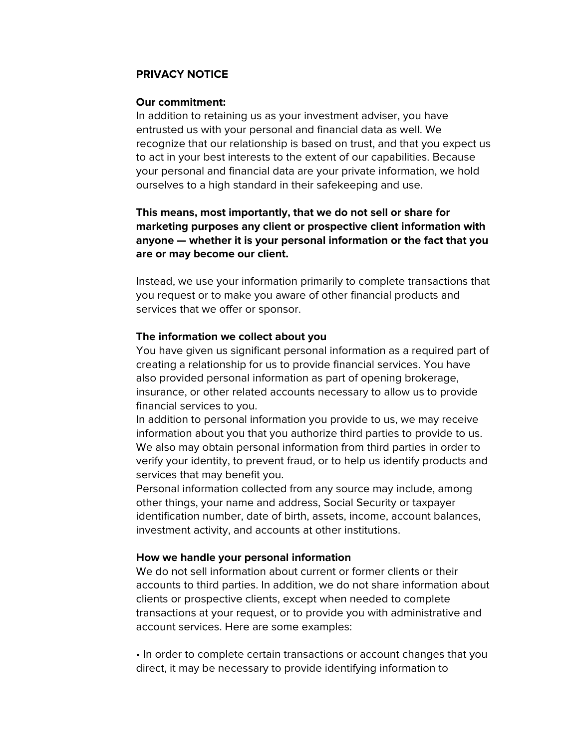# PRIVACY NOTICE

**Our commitment:**

In addition to retaining us as your investment adviser, you have entrusted us with your personal and financial data as well. We recognize that our relationship is based on trust, and that you expect us to act in your best interests to the extent of our capabilities. Because your personal and financial data are your private information, we hold ourselves to a high standard in their safekeeping and use.

**This means, most importantly, that we do not sell or share for marketing purposes any client or prospective client information with anyone — whether it is your personal information or the fact that you are or may become our client.**

Instead, we use your information primarily to complete transactions that you request or to make you aware of other financial products and services that we offer or sponsor.

**The information we collect about you**

You have given us significant personal information as a required part of creating a relationship for us to provide financial services. You have also provided personal information as part of opening brokerage, insurance, or other related accounts necessary to allow us to provide financial services to you.

In addition to personal information you provide to us, we may receive information about you that you authorize third parties to provide to us. We also may obtain personal information from third parties in order to verify your identity, to prevent fraud, or to help us identify products and services that may benefit you.

Personal information collected from any source may include, among other things, your name and address, Social Security or taxpayer identification number, date of birth, assets, income, account balances, investment activity, and accounts at other institutions.

**How we handle your personal information**

We do not sell information about current or former clients or their accounts to third parties. In addition, we do not share information about clients or prospective clients, except when needed to complete transactions at your request, or to provide you with administrative and account services. Here are some examples:

• In order to complete certain transactions or account changes that you direct, it may be necessary to provide identifying information to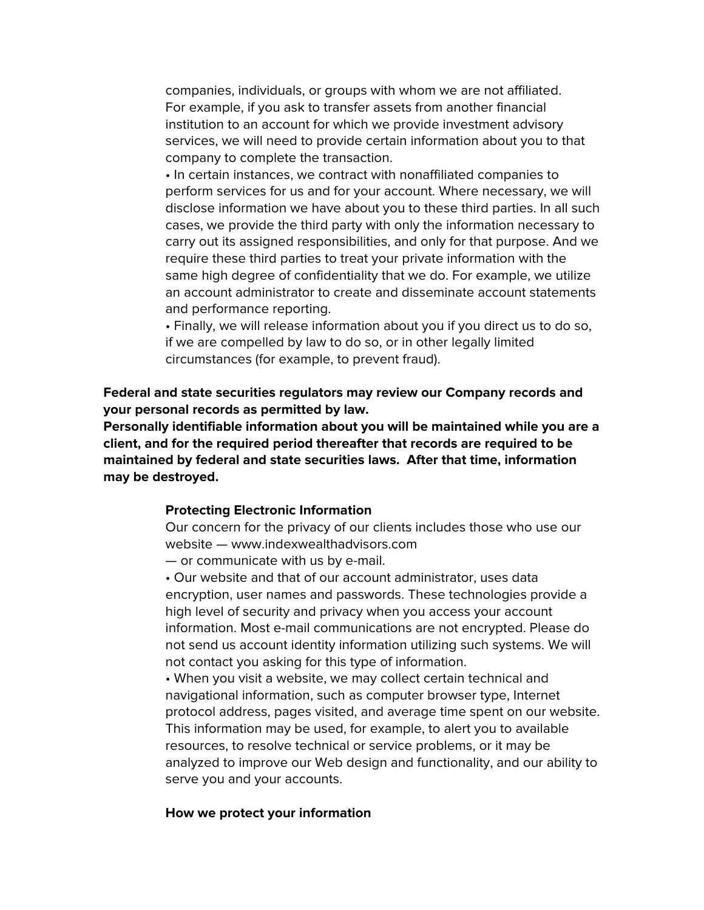companies, individuals, or groups with whom we are not affiliated. For example, if you ask to transfer assets from another financial institution to an account for which we provide investment advisory services, we will need to provide certain information about you to that company to complete the transaction.

- In certain instances, we contract with nonaffiliated companies to perform services for us and for your account. Where necessary, we will disclose information we have about you to these third parties. In all such cases, we provide the third party with only the information necessary to carry out its assigned responsibilities, and only for that purpose. And we require these third parties to treat your private information with the same high degree of confidentiality that we do. For example, we utilize an account administrator to create and disseminate account statements and performance reporting.
- Finally, we will release information about you if you direct us to do so, if we are compelled by law to do so, or in other legally limited circumstances (for example, to prevent fraud).

**Federal and state securities regulators may review our Company records and your personal records as permitted by law.**
**Personally identifiable information about you will be maintained while you are a client, and for the required period thereafter that records are required to be maintained by federal and state securities laws. After that time, information may be destroyed.**

**Protecting Electronic Information**

Our concern for the privacy of our clients includes those who use our website — www.indexwealthadvisors.com — or communicate with us by e-mail.

- Our website and that of our account administrator, uses data encryption, user names and passwords. These technologies provide a high level of security and privacy when you access your account information. Most e-mail communications are not encrypted. Please do not send us account identity information utilizing such systems. We will not contact you asking for this type of information.
- When you visit a website, we may collect certain technical and navigational information, such as computer browser type, Internet protocol address, pages visited, and average time spent on our website. This information may be used, for example, to alert you to available resources, to resolve technical or service problems, or it may be analyzed to improve our Web design and functionality, and our ability to serve you and your accounts.

**How we protect your information**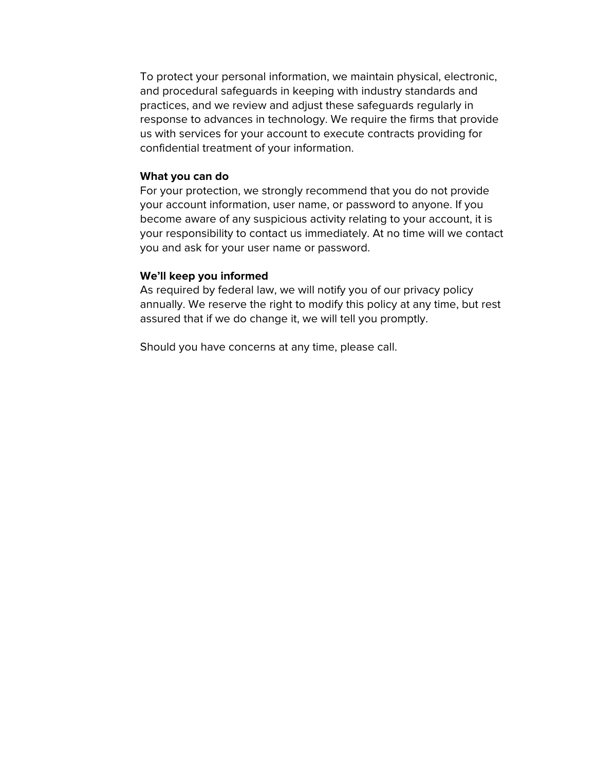To protect your personal information, we maintain physical, electronic, and procedural safeguards in keeping with industry standards and practices, and we review and adjust these safeguards regularly in response to advances in technology. We require the firms that provide us with services for your account to execute contracts providing for confidential treatment of your information.

**What you can do**

For your protection, we strongly recommend that you do not provide your account information, user name, or password to anyone. If you become aware of any suspicious activity relating to your account, it is your responsibility to contact us immediately. At no time will we contact you and ask for your user name or password.

**We'll keep you informed**

As required by federal law, we will notify you of our privacy policy annually. We reserve the right to modify this policy at any time, but rest assured that if we do change it, we will tell you promptly.

Should you have concerns at any time, please call.